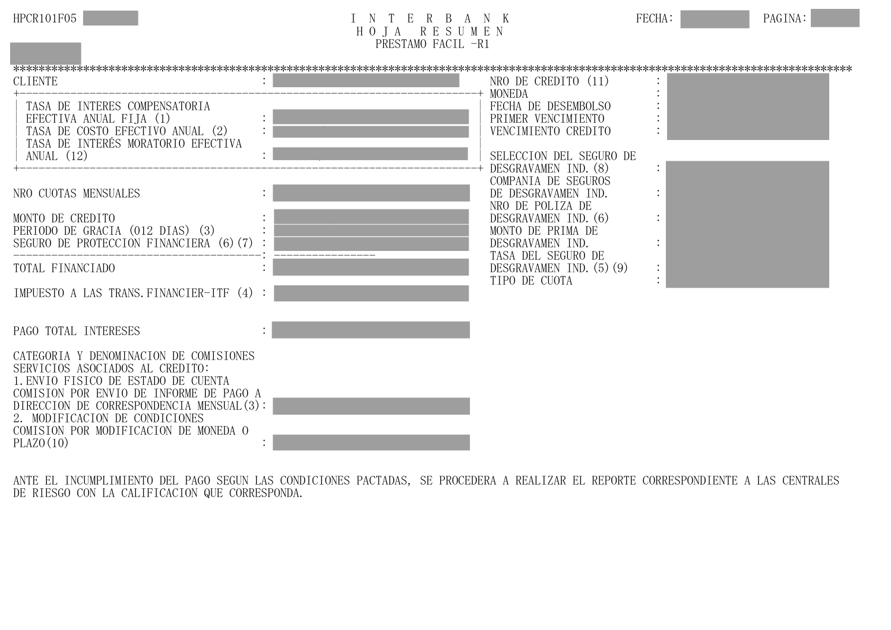HPCR101F05

# I N T E R B A N K
## H O J A   R E S U M E N
### PRESTAMO FACIL -R1

FECHA:   PAGINA:

****************************************************************************************************

CLIENTE :

| | |
|---|---|
| TASA DE INTERES COMPENSATORIA EFECTIVA ANUAL FIJA (1) : | |
| TASA DE COSTO EFECTIVO ANUAL (2) : | |
| TASA DE INTERÉS MORATORIO EFECTIVA ANUAL (12) : | |

NRO CUOTAS MENSUALES :

MONTO DE CREDITO :

PERIODO DE GRACIA (012 DIAS) (3) :

SEGURO DE PROTECCION FINANCIERA (6)(7) :

TOTAL FINANCIADO :

IMPUESTO A LAS TRANS.FINANCIER-ITF (4) :

PAGO TOTAL INTERESES :

CATEGORIA Y DENOMINACION DE COMISIONES

SERVICIOS ASOCIADOS AL CREDITO:

1.ENVIO FISICO DE ESTADO DE CUENTA

COMISION POR ENVIO DE INFORME DE PAGO A DIRECCION DE CORRESPONDENCIA MENSUAL(3):

2. MODIFICACION DE CONDICIONES

COMISION POR MODIFICACION DE MONEDA O PLAZO(10) :

NRO DE CREDITO (11) :

MONEDA :

FECHA DE DESEMBOLSO :

PRIMER VENCIMIENTO :

VENCIMIENTO CREDITO :

SELECCION DEL SEGURO DE DESGRAVAMEN IND.(8) :

COMPANIA DE SEGUROS DE DESGRAVAMEN IND. :

NRO DE POLIZA DE DESGRAVAMEN IND.(6) :

MONTO DE PRIMA DE DESGRAVAMEN IND. :

TASA DEL SEGURO DE DESGRAVAMEN IND.(5)(9) :

TIPO DE CUOTA :

ANTE EL INCUMPLIMIENTO DEL PAGO SEGUN LAS CONDICIONES PACTADAS, SE PROCEDERA A REALIZAR EL REPORTE CORRESPONDIENTE A LAS CENTRALES DE RIESGO CON LA CALIFICACION QUE CORRESPONDA.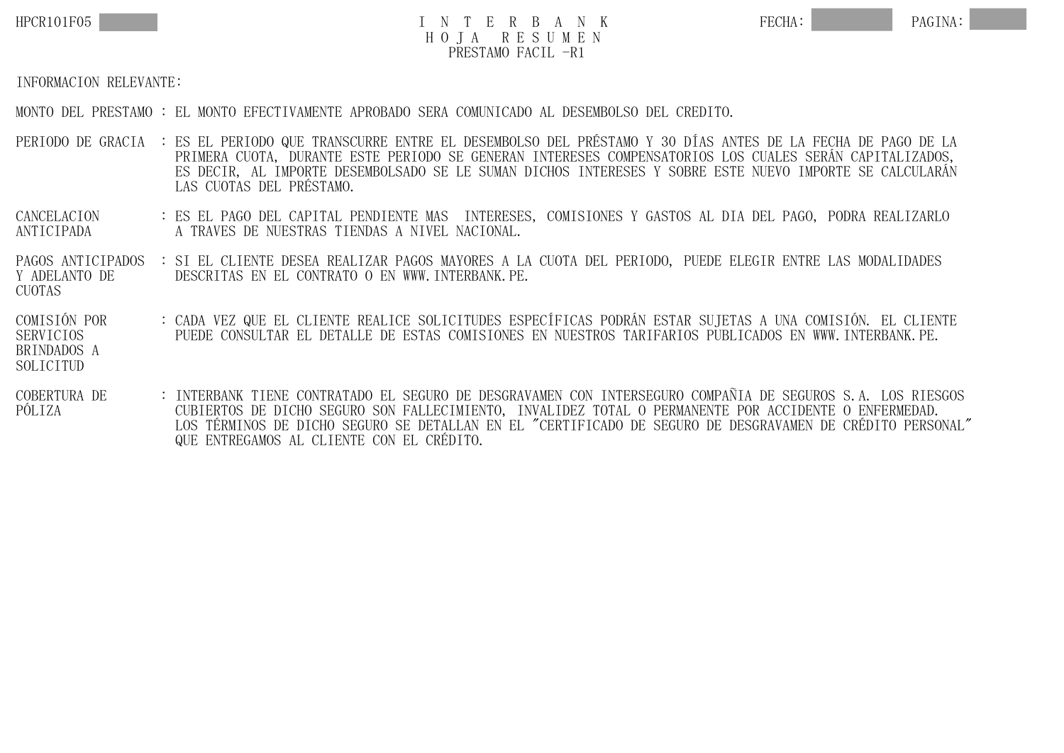# INTERBANK
## HOJA RESUMEN
### PRESTAMO FACIL -R1

INFORMACION RELEVANTE:

| | |
|---|---|
| MONTO DEL PRESTAMO | : EL MONTO EFECTIVAMENTE APROBADO SERA COMUNICADO AL DESEMBOLSO DEL CREDITO. |
| PERIODO DE GRACIA | : ES EL PERIODO QUE TRANSCURRE ENTRE EL DESEMBOLSO DEL PRÉSTAMO Y 30 DÍAS ANTES DE LA FECHA DE PAGO DE LA PRIMERA CUOTA, DURANTE ESTE PERIODO SE GENERAN INTERESES COMPENSATORIOS LOS CUALES SERÁN CAPITALIZADOS, ES DECIR, AL IMPORTE DESEMBOLSADO SE LE SUMAN DICHOS INTERESES Y SOBRE ESTE NUEVO IMPORTE SE CALCULARÁN LAS CUOTAS DEL PRÉSTAMO. |
| CANCELACION ANTICIPADA | : ES EL PAGO DEL CAPITAL PENDIENTE MAS INTERESES, COMISIONES Y GASTOS AL DIA DEL PAGO, PODRA REALIZARLO A TRAVES DE NUESTRAS TIENDAS A NIVEL NACIONAL. |
| PAGOS ANTICIPADOS Y ADELANTO DE CUOTAS | : SI EL CLIENTE DESEA REALIZAR PAGOS MAYORES A LA CUOTA DEL PERIODO, PUEDE ELEGIR ENTRE LAS MODALIDADES DESCRITAS EN EL CONTRATO O EN WWW.INTERBANK.PE. |
| COMISIÓN POR SERVICIOS BRINDADOS A SOLICITUD | : CADA VEZ QUE EL CLIENTE REALICE SOLICITUDES ESPECÍFICAS PODRÁN ESTAR SUJETAS A UNA COMISIÓN. EL CLIENTE PUEDE CONSULTAR EL DETALLE DE ESTAS COMISIONES EN NUESTROS TARIFARIOS PUBLICADOS EN WWW.INTERBANK.PE. |
| COBERTURA DE PÓLIZA | : INTERBANK TIENE CONTRATADO EL SEGURO DE DESGRAVAMEN CON INTERSEGURO COMPAÑIA DE SEGUROS S.A. LOS RIESGOS CUBIERTOS DE DICHO SEGURO SON FALLECIMIENTO, INVALIDEZ TOTAL O PERMANENTE POR ACCIDENTE O ENFERMEDAD. LOS TÉRMINOS DE DICHO SEGURO SE DETALLAN EN EL "CERTIFICADO DE SEGURO DE DESGRAVAMEN DE CRÉDITO PERSONAL" QUE ENTREGAMOS AL CLIENTE CON EL CRÉDITO. |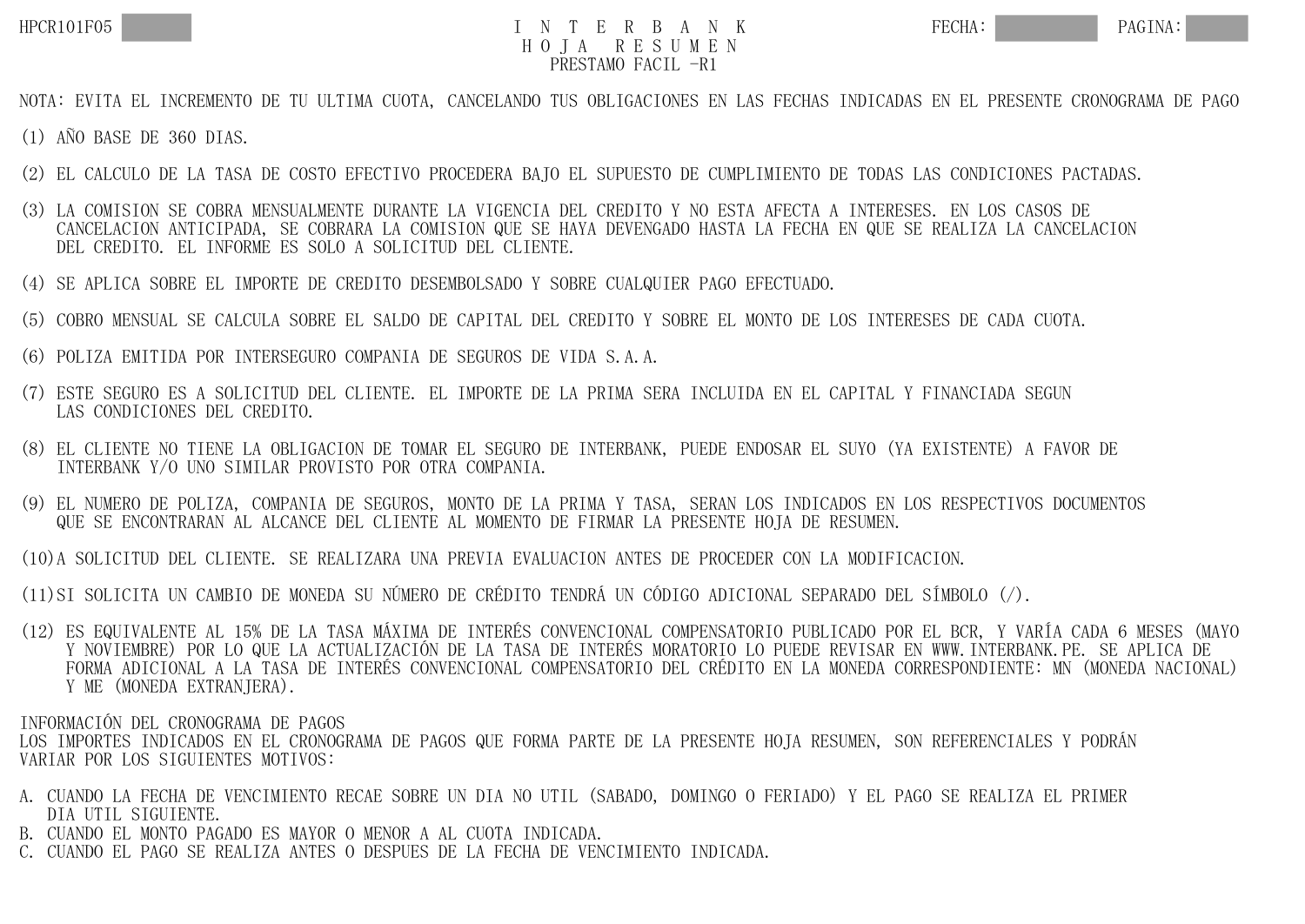# INTERBANK
## HOJA RESUMEN
### PRESTAMO FACIL -R1

NOTA: EVITA EL INCREMENTO DE TU ULTIMA CUOTA, CANCELANDO TUS OBLIGACIONES EN LAS FECHAS INDICADAS EN EL PRESENTE CRONOGRAMA DE PAGO

(1) AÑO BASE DE 360 DIAS.

(2) EL CALCULO DE LA TASA DE COSTO EFECTIVO PROCEDERA BAJO EL SUPUESTO DE CUMPLIMIENTO DE TODAS LAS CONDICIONES PACTADAS.

(3) LA COMISION SE COBRA MENSUALMENTE DURANTE LA VIGENCIA DEL CREDITO Y NO ESTA AFECTA A INTERESES. EN LOS CASOS DE CANCELACION ANTICIPADA, SE COBRARA LA COMISION QUE SE HAYA DEVENGADO HASTA LA FECHA EN QUE SE REALIZA LA CANCELACION DEL CREDITO. EL INFORME ES SOLO A SOLICITUD DEL CLIENTE.

(4) SE APLICA SOBRE EL IMPORTE DE CREDITO DESEMBOLSADO Y SOBRE CUALQUIER PAGO EFECTUADO.

(5) COBRO MENSUAL SE CALCULA SOBRE EL SALDO DE CAPITAL DEL CREDITO Y SOBRE EL MONTO DE LOS INTERESES DE CADA CUOTA.

(6) POLIZA EMITIDA POR INTERSEGURO COMPANIA DE SEGUROS DE VIDA S.A.A.

(7) ESTE SEGURO ES A SOLICITUD DEL CLIENTE. EL IMPORTE DE LA PRIMA SERA INCLUIDA EN EL CAPITAL Y FINANCIADA SEGUN LAS CONDICIONES DEL CREDITO.

(8) EL CLIENTE NO TIENE LA OBLIGACION DE TOMAR EL SEGURO DE INTERBANK, PUEDE ENDOSAR EL SUYO (YA EXISTENTE) A FAVOR DE INTERBANK Y/O UNO SIMILAR PROVISTO POR OTRA COMPANIA.

(9) EL NUMERO DE POLIZA, COMPANIA DE SEGUROS, MONTO DE LA PRIMA Y TASA, SERAN LOS INDICADOS EN LOS RESPECTIVOS DOCUMENTOS QUE SE ENCONTRARAN AL ALCANCE DEL CLIENTE AL MOMENTO DE FIRMAR LA PRESENTE HOJA DE RESUMEN.

(10) A SOLICITUD DEL CLIENTE. SE REALIZARA UNA PREVIA EVALUACION ANTES DE PROCEDER CON LA MODIFICACION.

(11) SI SOLICITA UN CAMBIO DE MONEDA SU NÚMERO DE CRÉDITO TENDRÁ UN CÓDIGO ADICIONAL SEPARADO DEL SÍMBOLO (/).

(12) ES EQUIVALENTE AL 15% DE LA TASA MÁXIMA DE INTERÉS CONVENCIONAL COMPENSATORIO PUBLICADO POR EL BCR, Y VARÍA CADA 6 MESES (MAYO Y NOVIEMBRE) POR LO QUE LA ACTUALIZACIÓN DE LA TASA DE INTERÉS MORATORIO LO PUEDE REVISAR EN WWW.INTERBANK.PE. SE APLICA DE FORMA ADICIONAL A LA TASA DE INTERÉS CONVENCIONAL COMPENSATORIO DEL CRÉDITO EN LA MONEDA CORRESPONDIENTE: MN (MONEDA NACIONAL) Y ME (MONEDA EXTRANJERA).

INFORMACIÓN DEL CRONOGRAMA DE PAGOS
LOS IMPORTES INDICADOS EN EL CRONOGRAMA DE PAGOS QUE FORMA PARTE DE LA PRESENTE HOJA RESUMEN, SON REFERENCIALES Y PODRÁN VARIAR POR LOS SIGUIENTES MOTIVOS:

A. CUANDO LA FECHA DE VENCIMIENTO RECAE SOBRE UN DIA NO UTIL (SABADO, DOMINGO O FERIADO) Y EL PAGO SE REALIZA EL PRIMER DIA UTIL SIGUIENTE.
B. CUANDO EL MONTO PAGADO ES MAYOR O MENOR A AL CUOTA INDICADA.
C. CUANDO EL PAGO SE REALIZA ANTES O DESPUES DE LA FECHA DE VENCIMIENTO INDICADA.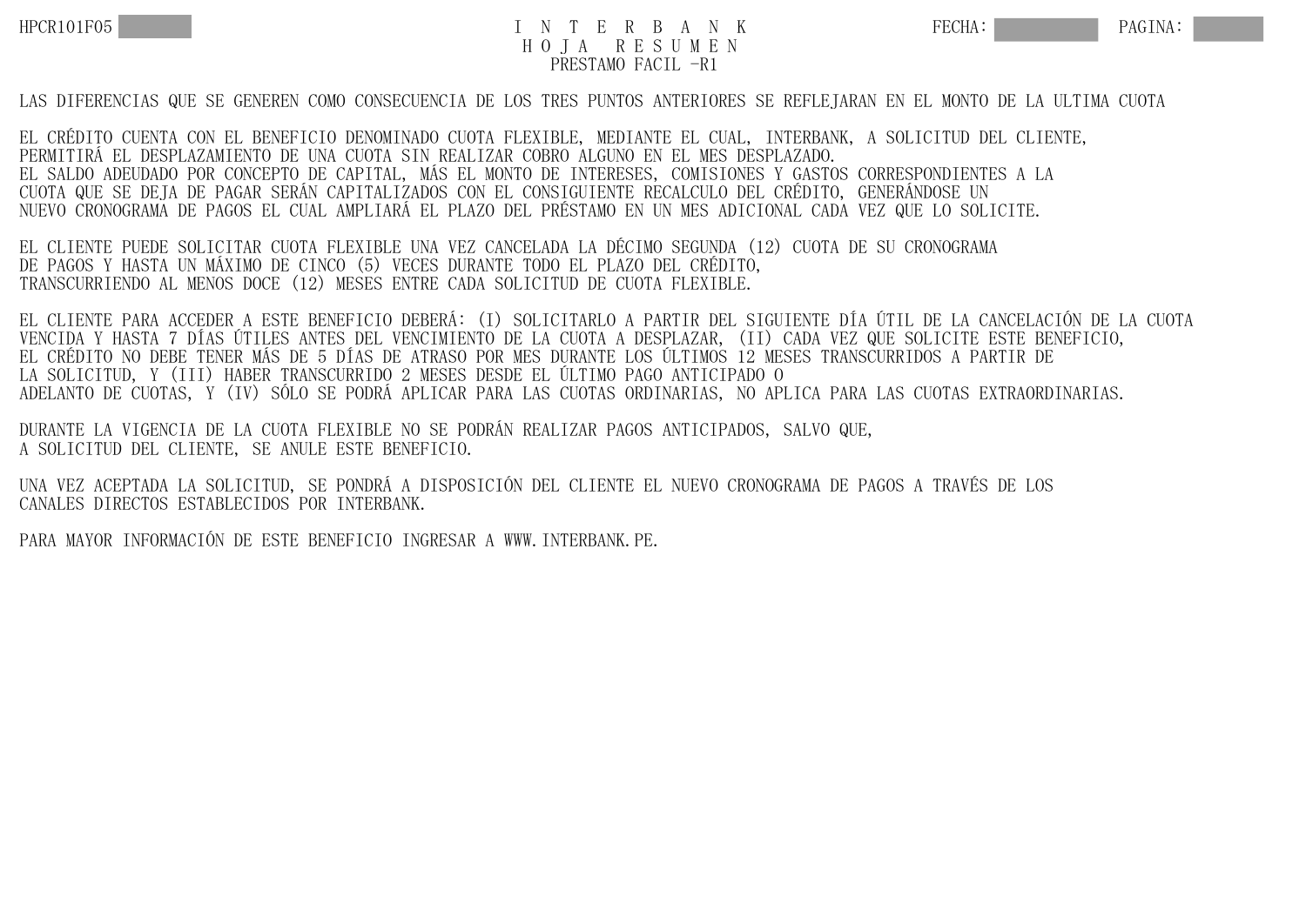LAS DIFERENCIAS QUE SE GENEREN COMO CONSECUENCIA DE LOS TRES PUNTOS ANTERIORES SE REFLEJARAN EN EL MONTO DE LA ULTIMA CUOTA

EL CRÉDITO CUENTA CON EL BENEFICIO DENOMINADO CUOTA FLEXIBLE, MEDIANTE EL CUAL, INTERBANK, A SOLICITUD DEL CLIENTE, PERMITIRÁ EL DESPLAZAMIENTO DE UNA CUOTA SIN REALIZAR COBRO ALGUNO EN EL MES DESPLAZADO.
EL SALDO ADEUDADO POR CONCEPTO DE CAPITAL, MÁS EL MONTO DE INTERESES, COMISIONES Y GASTOS CORRESPONDIENTES A LA CUOTA QUE SE DEJA DE PAGAR SERÁN CAPITALIZADOS CON EL CONSIGUIENTE RECALCULO DEL CRÉDITO, GENERÁNDOSE UN NUEVO CRONOGRAMA DE PAGOS EL CUAL AMPLIARÁ EL PLAZO DEL PRÉSTAMO EN UN MES ADICIONAL CADA VEZ QUE LO SOLICITE.

EL CLIENTE PUEDE SOLICITAR CUOTA FLEXIBLE UNA VEZ CANCELADA LA DÉCIMO SEGUNDA (12) CUOTA DE SU CRONOGRAMA DE PAGOS Y HASTA UN MÁXIMO DE CINCO (5) VECES DURANTE TODO EL PLAZO DEL CRÉDITO, TRANSCURRIENDO AL MENOS DOCE (12) MESES ENTRE CADA SOLICITUD DE CUOTA FLEXIBLE.

EL CLIENTE PARA ACCEDER A ESTE BENEFICIO DEBERÁ: (I) SOLICITARLO A PARTIR DEL SIGUIENTE DÍA ÚTIL DE LA CANCELACIÓN DE LA CUOTA VENCIDA Y HASTA 7 DÍAS ÚTILES ANTES DEL VENCIMIENTO DE LA CUOTA A DESPLAZAR, (II) CADA VEZ QUE SOLICITE ESTE BENEFICIO, EL CRÉDITO NO DEBE TENER MÁS DE 5 DÍAS DE ATRASO POR MES DURANTE LOS ÚLTIMOS 12 MESES TRANSCURRIDOS A PARTIR DE LA SOLICITUD, Y (III) HABER TRANSCURRIDO 2 MESES DESDE EL ÚLTIMO PAGO ANTICIPADO O ADELANTO DE CUOTAS, Y (IV) SÓLO SE PODRÁ APLICAR PARA LAS CUOTAS ORDINARIAS, NO APLICA PARA LAS CUOTAS EXTRAORDINARIAS.

DURANTE LA VIGENCIA DE LA CUOTA FLEXIBLE NO SE PODRÁN REALIZAR PAGOS ANTICIPADOS, SALVO QUE, A SOLICITUD DEL CLIENTE, SE ANULE ESTE BENEFICIO.

UNA VEZ ACEPTADA LA SOLICITUD, SE PONDRÁ A DISPOSICIÓN DEL CLIENTE EL NUEVO CRONOGRAMA DE PAGOS A TRAVÉS DE LOS CANALES DIRECTOS ESTABLECIDOS POR INTERBANK.

PARA MAYOR INFORMACIÓN DE ESTE BENEFICIO INGRESAR A WWW.INTERBANK.PE.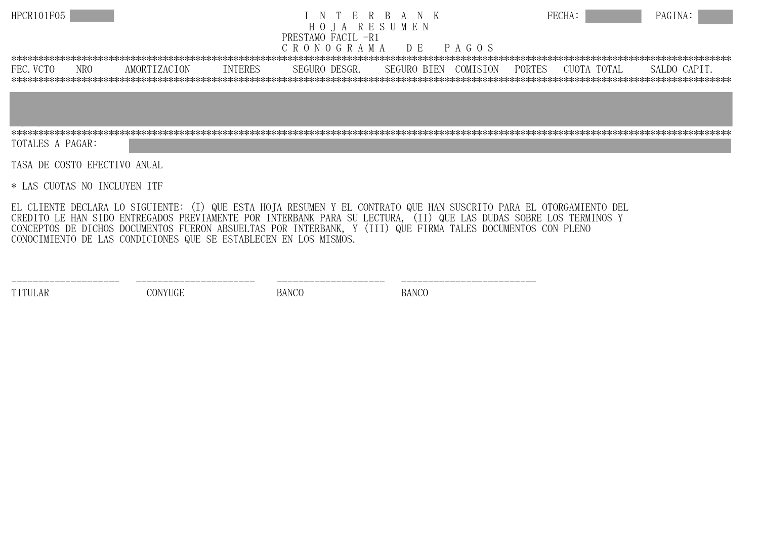HPCR101F05

# I N T E R B A N K

## H O J A R E S U M E N

PRESTAMO FACIL -R1

C R O N O G R A M A  D E  P A G O S

FECHA:  PAGINA:

| FEC. VCTO | NRO | AMORTIZACION | INTERES | SEGURO DESGR. | SEGURO BIEN | COMISION | PORTES | CUOTA TOTAL | SALDO CAPIT. |
|---|---|---|---|---|---|---|---|---|---|

TOTALES A PAGAR:

TASA DE COSTO EFECTIVO ANUAL

* LAS CUOTAS NO INCLUYEN ITF

EL CLIENTE DECLARA LO SIGUIENTE: (I) QUE ESTA HOJA RESUMEN Y EL CONTRATO QUE HAN SUSCRITO PARA EL OTORGAMIENTO DEL CREDITO LE HAN SIDO ENTREGADOS PREVIAMENTE POR INTERBANK PARA SU LECTURA, (II) QUE LAS DUDAS SOBRE LOS TERMINOS Y CONCEPTOS DE DICHOS DOCUMENTOS FUERON ABSUELTAS POR INTERBANK, Y (III) QUE FIRMA TALES DOCUMENTOS CON PLENO CONOCIMIENTO DE LAS CONDICIONES QUE SE ESTABLECEN EN LOS MISMOS.

| TITULAR | CONYUGE | BANCO | BANCO |
|---|---|---|---|